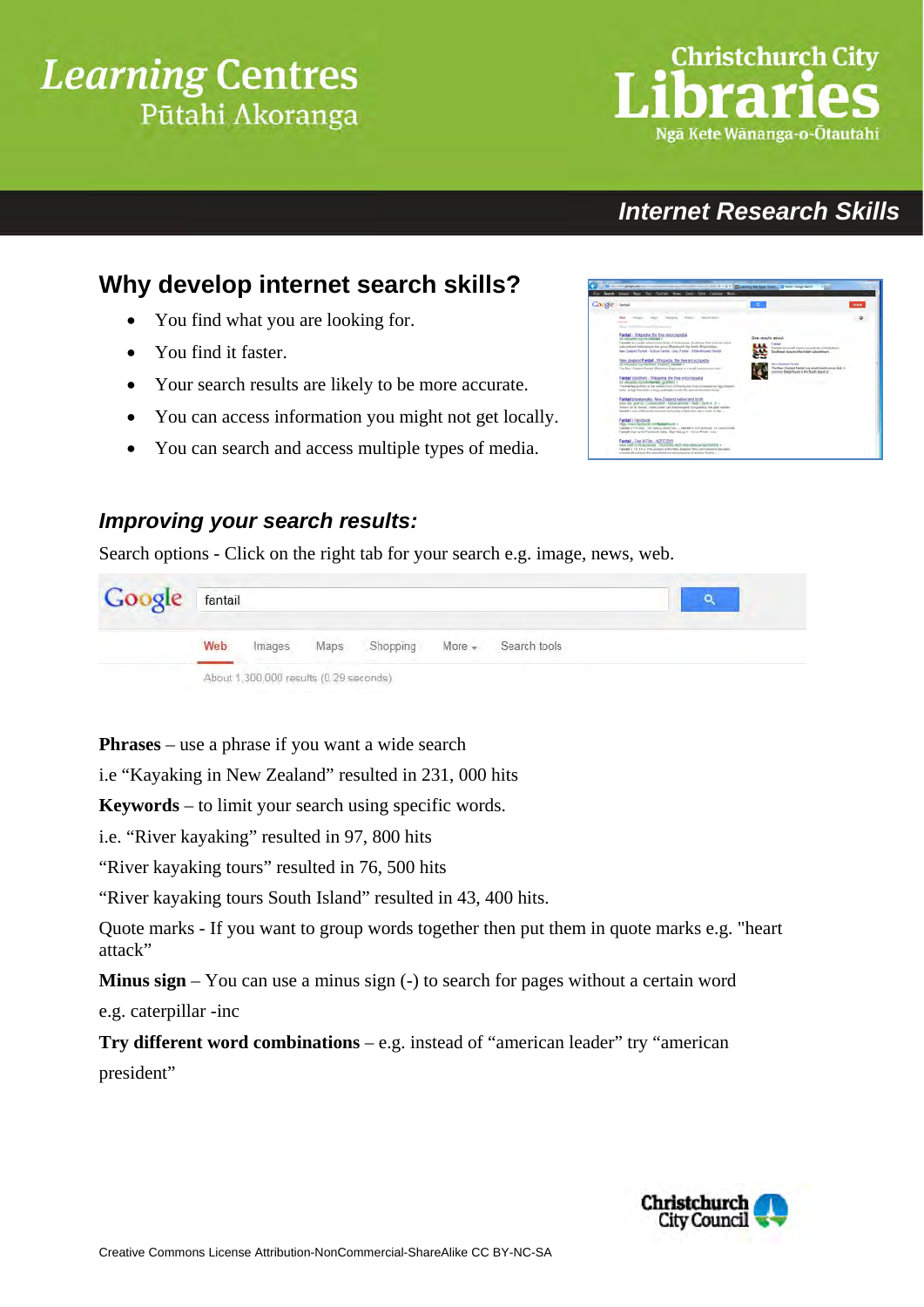Learning Centres
Pūtahi Akoranga

Christchurch City Libraries
Ngā Kete Wānanga-o-Ōtautahi

**Internet Research Skills**

## Why develop internet search skills?

- You find what you are looking for.
- You find it faster.
- Your search results are likely to be more accurate.
- You can access information you might not get locally.
- You can search and access multiple types of media.

### *Improving your search results:*

Search options - Click on the right tab for your search e.g. image, news, web.

**Phrases** – use a phrase if you want a wide search

i.e "Kayaking in New Zealand" resulted in 231, 000 hits

**Keywords** – to limit your search using specific words.

i.e. "River kayaking" resulted in 97, 800 hits

"River kayaking tours" resulted in 76, 500 hits

"River kayaking tours South Island" resulted in 43, 400 hits.

Quote marks - If you want to group words together then put them in quote marks e.g. "heart attack"

**Minus sign** – You can use a minus sign (-) to search for pages without a certain word

e.g. caterpillar -inc

**Try different word combinations** – e.g. instead of "american leader" try "american president"

Christchurch City Council

Creative Commons License Attribution-NonCommercial-ShareAlike CC BY-NC-SA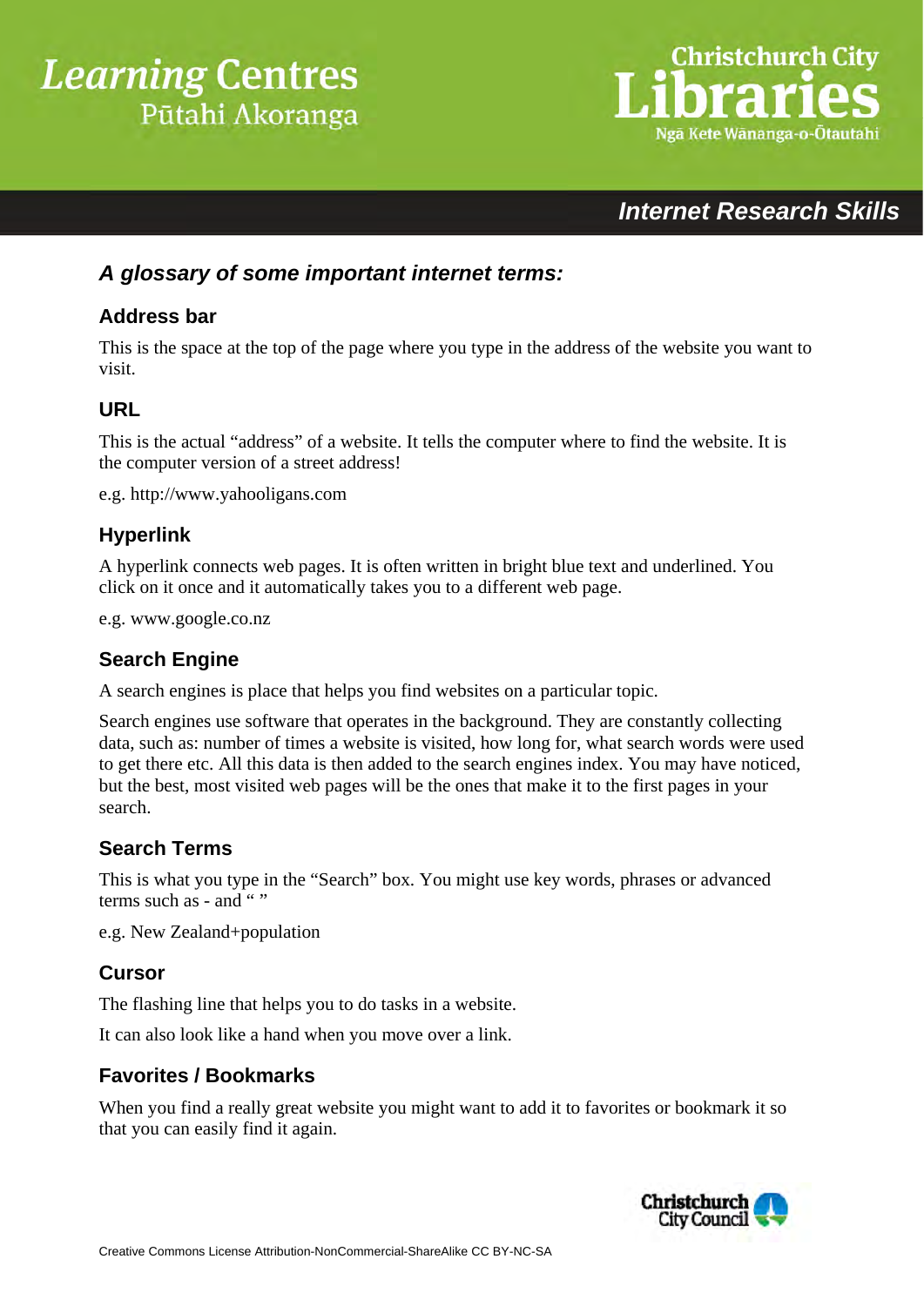Learning Centres
Pūtahi Akoranga

Christchurch City
Libraries
Ngā Kete Wānanga-o-Ōtautahi

## Internet Research Skills

### A glossary of some important internet terms:

#### Address bar

This is the space at the top of the page where you type in the address of the website you want to visit.

#### URL

This is the actual "address" of a website. It tells the computer where to find the website. It is the computer version of a street address!

e.g. http://www.yahooligans.com

#### Hyperlink

A hyperlink connects web pages. It is often written in bright blue text and underlined. You click on it once and it automatically takes you to a different web page.

e.g. www.google.co.nz

#### Search Engine

A search engines is place that helps you find websites on a particular topic.

Search engines use software that operates in the background. They are constantly collecting data, such as: number of times a website is visited, how long for, what search words were used to get there etc. All this data is then added to the search engines index. You may have noticed, but the best, most visited web pages will be the ones that make it to the first pages in your search.

#### Search Terms

This is what you type in the "Search" box. You might use key words, phrases or advanced terms such as - and " "

e.g. New Zealand+population

#### Cursor

The flashing line that helps you to do tasks in a website.

It can also look like a hand when you move over a link.

#### Favorites / Bookmarks

When you find a really great website you might want to add it to favorites or bookmark it so that you can easily find it again.

Christchurch City Council

Creative Commons License Attribution-NonCommercial-ShareAlike CC BY-NC-SA